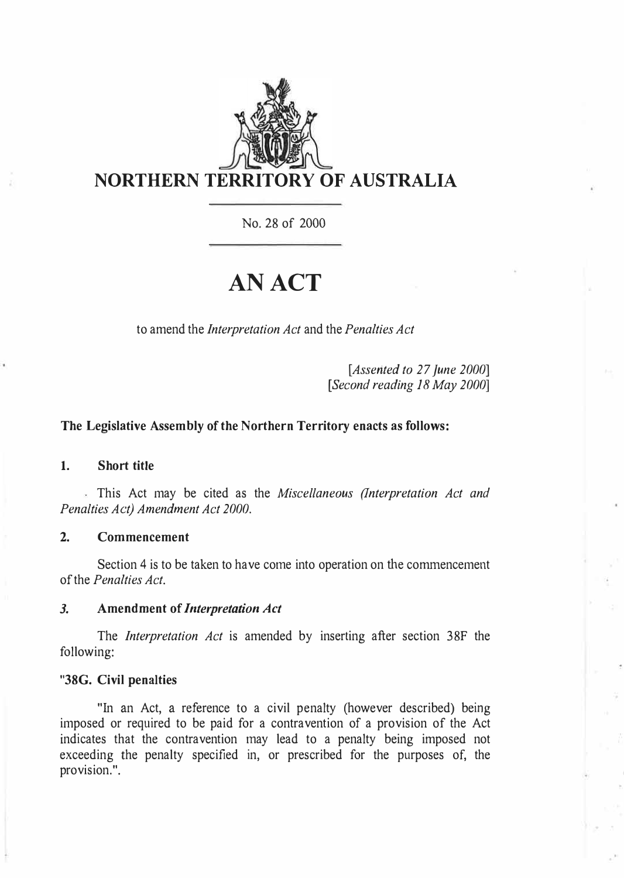# NORTHERN TERRITORY OF AUSTRALIA

No. 28 of 2000

# AN ACT

to amend the *Interpretation Act* and the *Penalties Act*

[*Assented to 27 June 2000*]
[*Second reading 18 May 2000*]

**The Legislative Assembly of the Northern Territory enacts as follows:**

## 1. Short title

This Act may be cited as the *Miscellaneous (Interpretation Act and Penalties Act) Amendment Act 2000*.

## 2. Commencement

Section 4 is to be taken to have come into operation on the commencement of the *Penalties Act*.

## 3. Amendment of *Interpretation Act*

The *Interpretation Act* is amended by inserting after section 38F the following:

**"38G. Civil penalties**

"In an Act, a reference to a civil penalty (however described) being imposed or required to be paid for a contravention of a provision of the Act indicates that the contravention may lead to a penalty being imposed not exceeding the penalty specified in, or prescribed for the purposes of, the provision.".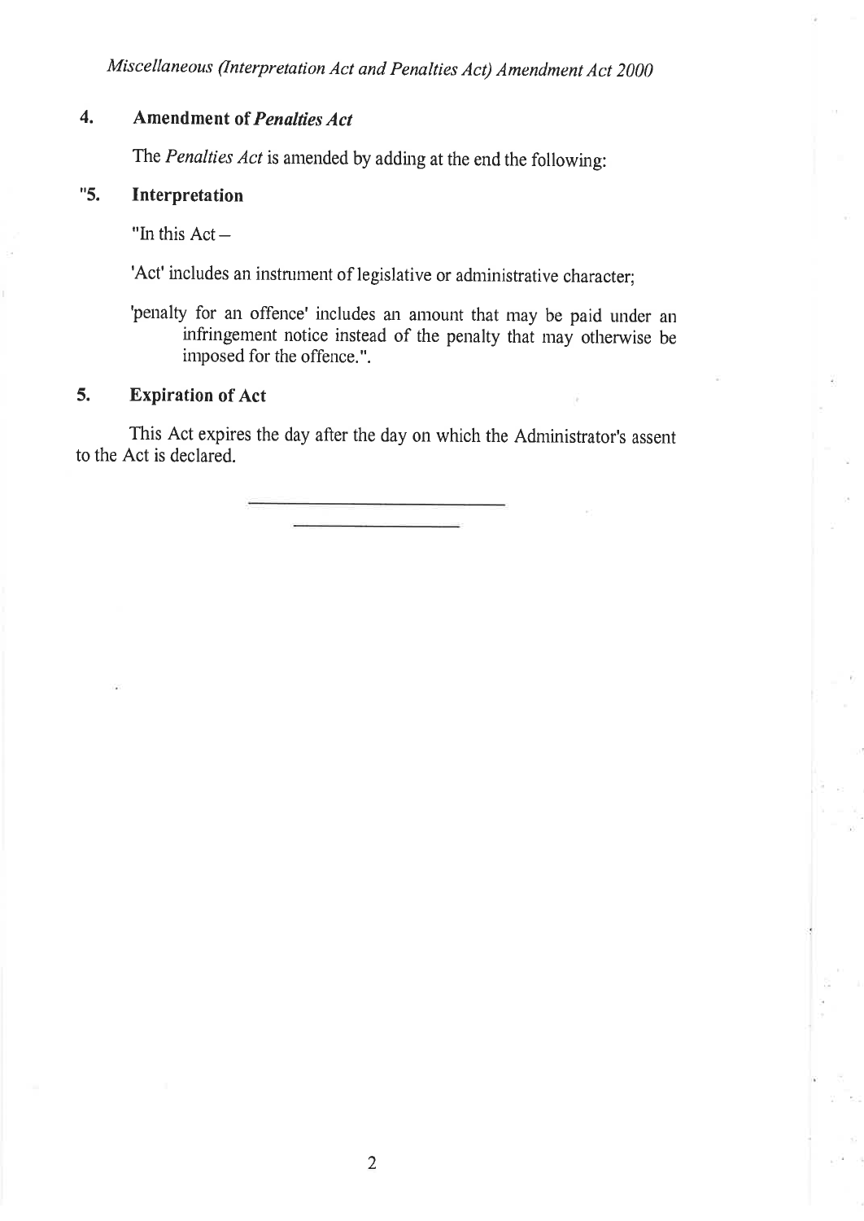## 4. Amendment of *Penalties Act*

The *Penalties Act* is amended by adding at the end the following:

## "5. Interpretation

"In this Act –

'Act' includes an instrument of legislative or administrative character;

'penalty for an offence' includes an amount that may be paid under an infringement notice instead of the penalty that may otherwise be imposed for the offence.".

## 5. Expiration of Act

This Act expires the day after the day on which the Administrator's assent to the Act is declared.